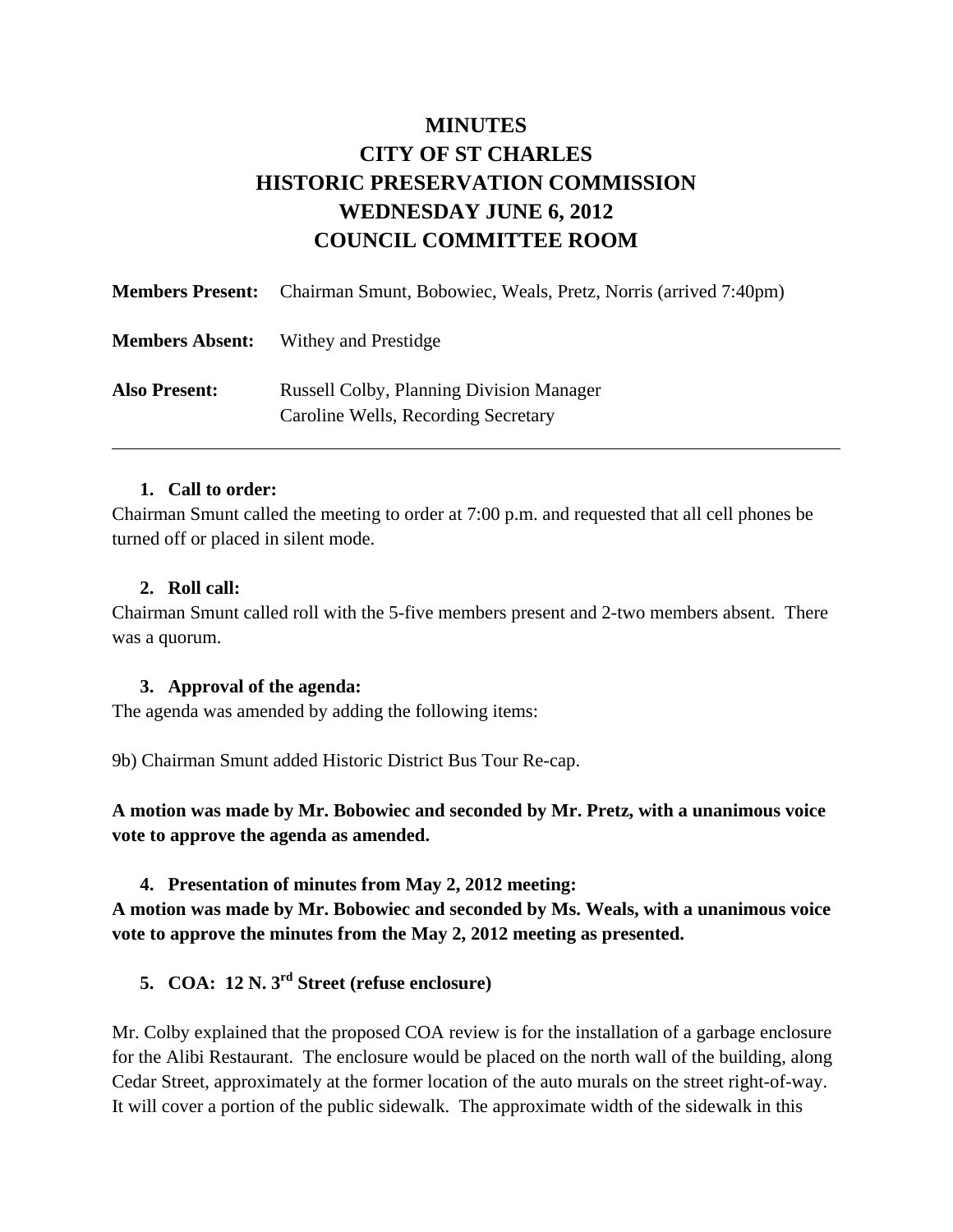# MINUTES
# CITY OF ST CHARLES
# HISTORIC PRESERVATION COMMISSION
# WEDNESDAY JUNE 6, 2012
# COUNCIL COMMITTEE ROOM

**Members Present:** Chairman Smunt, Bobowiec, Weals, Pretz, Norris (arrived 7:40pm)

**Members Absent:** Withey and Prestidge

**Also Present:** Russell Colby, Planning Division Manager
Caroline Wells, Recording Secretary

---

1. **Call to order:**

Chairman Smunt called the meeting to order at 7:00 p.m. and requested that all cell phones be turned off or placed in silent mode.

2. **Roll call:**

Chairman Smunt called roll with the 5-five members present and 2-two members absent. There was a quorum.

3. **Approval of the agenda:**

The agenda was amended by adding the following items:

9b) Chairman Smunt added Historic District Bus Tour Re-cap.

**A motion was made by Mr. Bobowiec and seconded by Mr. Pretz, with a unanimous voice vote to approve the agenda as amended.**

4. **Presentation of minutes from May 2, 2012 meeting:**

**A motion was made by Mr. Bobowiec and seconded by Ms. Weals, with a unanimous voice vote to approve the minutes from the May 2, 2012 meeting as presented.**

5. **COA: 12 N. 3rd Street (refuse enclosure)**

Mr. Colby explained that the proposed COA review is for the installation of a garbage enclosure for the Alibi Restaurant. The enclosure would be placed on the north wall of the building, along Cedar Street, approximately at the former location of the auto murals on the street right-of-way. It will cover a portion of the public sidewalk. The approximate width of the sidewalk in this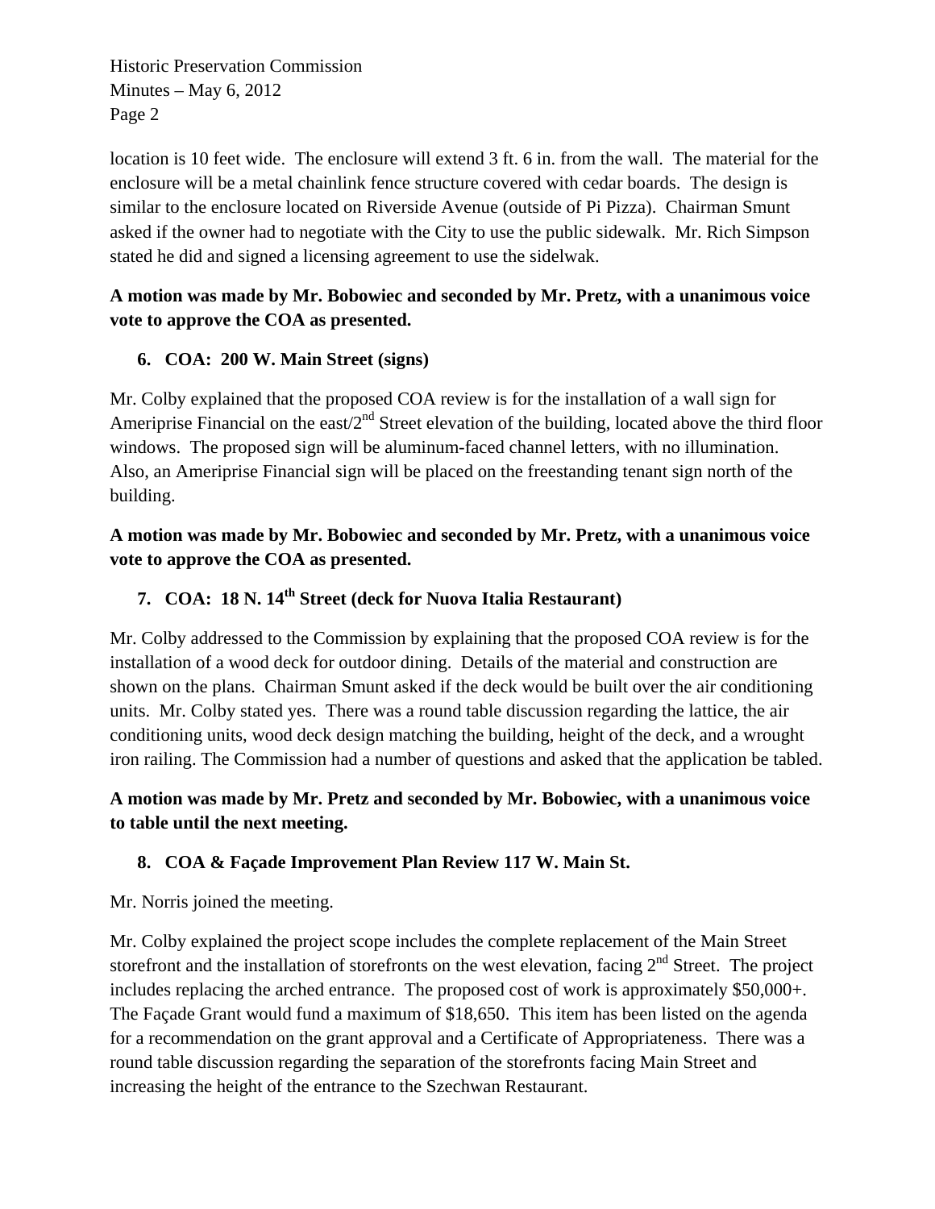location is 10 feet wide. The enclosure will extend 3 ft. 6 in. from the wall. The material for the enclosure will be a metal chainlink fence structure covered with cedar boards. The design is similar to the enclosure located on Riverside Avenue (outside of Pi Pizza). Chairman Smunt asked if the owner had to negotiate with the City to use the public sidewalk. Mr. Rich Simpson stated he did and signed a licensing agreement to use the sidelwak.

**A motion was made by Mr. Bobowiec and seconded by Mr. Pretz, with a unanimous voice vote to approve the COA as presented.**

6. **COA: 200 W. Main Street (signs)**

Mr. Colby explained that the proposed COA review is for the installation of a wall sign for Ameriprise Financial on the east/2nd Street elevation of the building, located above the third floor windows. The proposed sign will be aluminum-faced channel letters, with no illumination. Also, an Ameriprise Financial sign will be placed on the freestanding tenant sign north of the building.

**A motion was made by Mr. Bobowiec and seconded by Mr. Pretz, with a unanimous voice vote to approve the COA as presented.**

7. **COA: 18 N. 14th Street (deck for Nuova Italia Restaurant)**

Mr. Colby addressed to the Commission by explaining that the proposed COA review is for the installation of a wood deck for outdoor dining. Details of the material and construction are shown on the plans. Chairman Smunt asked if the deck would be built over the air conditioning units. Mr. Colby stated yes. There was a round table discussion regarding the lattice, the air conditioning units, wood deck design matching the building, height of the deck, and a wrought iron railing. The Commission had a number of questions and asked that the application be tabled.

**A motion was made by Mr. Pretz and seconded by Mr. Bobowiec, with a unanimous voice to table until the next meeting.**

8. **COA & Façade Improvement Plan Review 117 W. Main St.**

Mr. Norris joined the meeting.

Mr. Colby explained the project scope includes the complete replacement of the Main Street storefront and the installation of storefronts on the west elevation, facing 2nd Street. The project includes replacing the arched entrance. The proposed cost of work is approximately $50,000+. The Façade Grant would fund a maximum of $18,650. This item has been listed on the agenda for a recommendation on the grant approval and a Certificate of Appropriateness. There was a round table discussion regarding the separation of the storefronts facing Main Street and increasing the height of the entrance to the Szechwan Restaurant.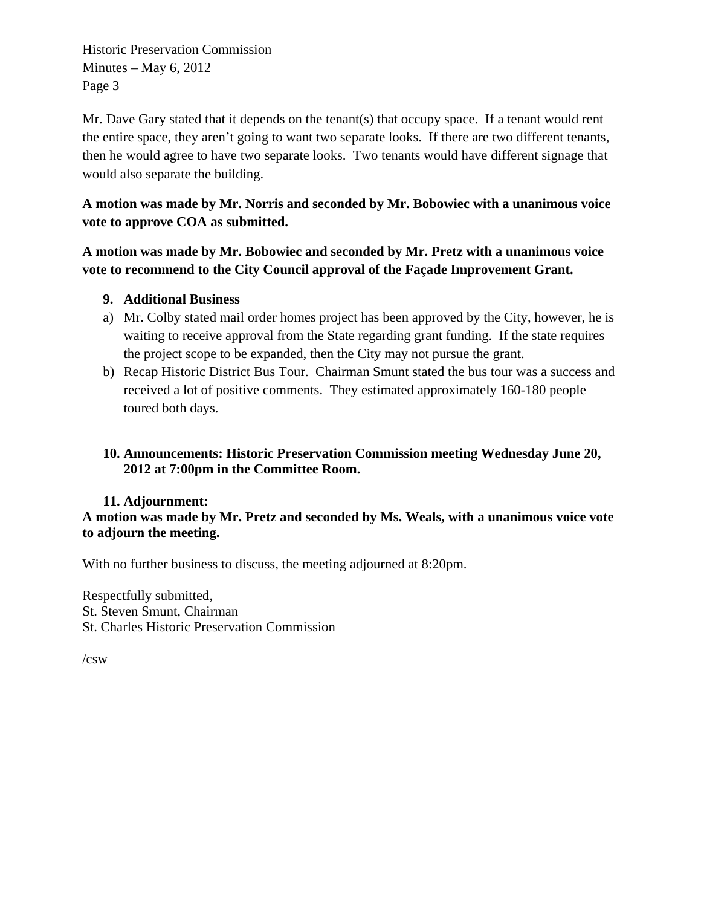Mr. Dave Gary stated that it depends on the tenant(s) that occupy space. If a tenant would rent the entire space, they aren't going to want two separate looks. If there are two different tenants, then he would agree to have two separate looks. Two tenants would have different signage that would also separate the building.

**A motion was made by Mr. Norris and seconded by Mr. Bobowiec with a unanimous voice vote to approve COA as submitted.**

**A motion was made by Mr. Bobowiec and seconded by Mr. Pretz with a unanimous voice vote to recommend to the City Council approval of the Façade Improvement Grant.**

**9. Additional Business**

a) Mr. Colby stated mail order homes project has been approved by the City, however, he is waiting to receive approval from the State regarding grant funding. If the state requires the project scope to be expanded, then the City may not pursue the grant.
b) Recap Historic District Bus Tour. Chairman Smunt stated the bus tour was a success and received a lot of positive comments. They estimated approximately 160-180 people toured both days.

**10. Announcements: Historic Preservation Commission meeting Wednesday June 20, 2012 at 7:00pm in the Committee Room.**

**11. Adjournment:**

**A motion was made by Mr. Pretz and seconded by Ms. Weals, with a unanimous voice vote to adjourn the meeting.**

With no further business to discuss, the meeting adjourned at 8:20pm.

Respectfully submitted,
St. Steven Smunt, Chairman
St. Charles Historic Preservation Commission

/csw